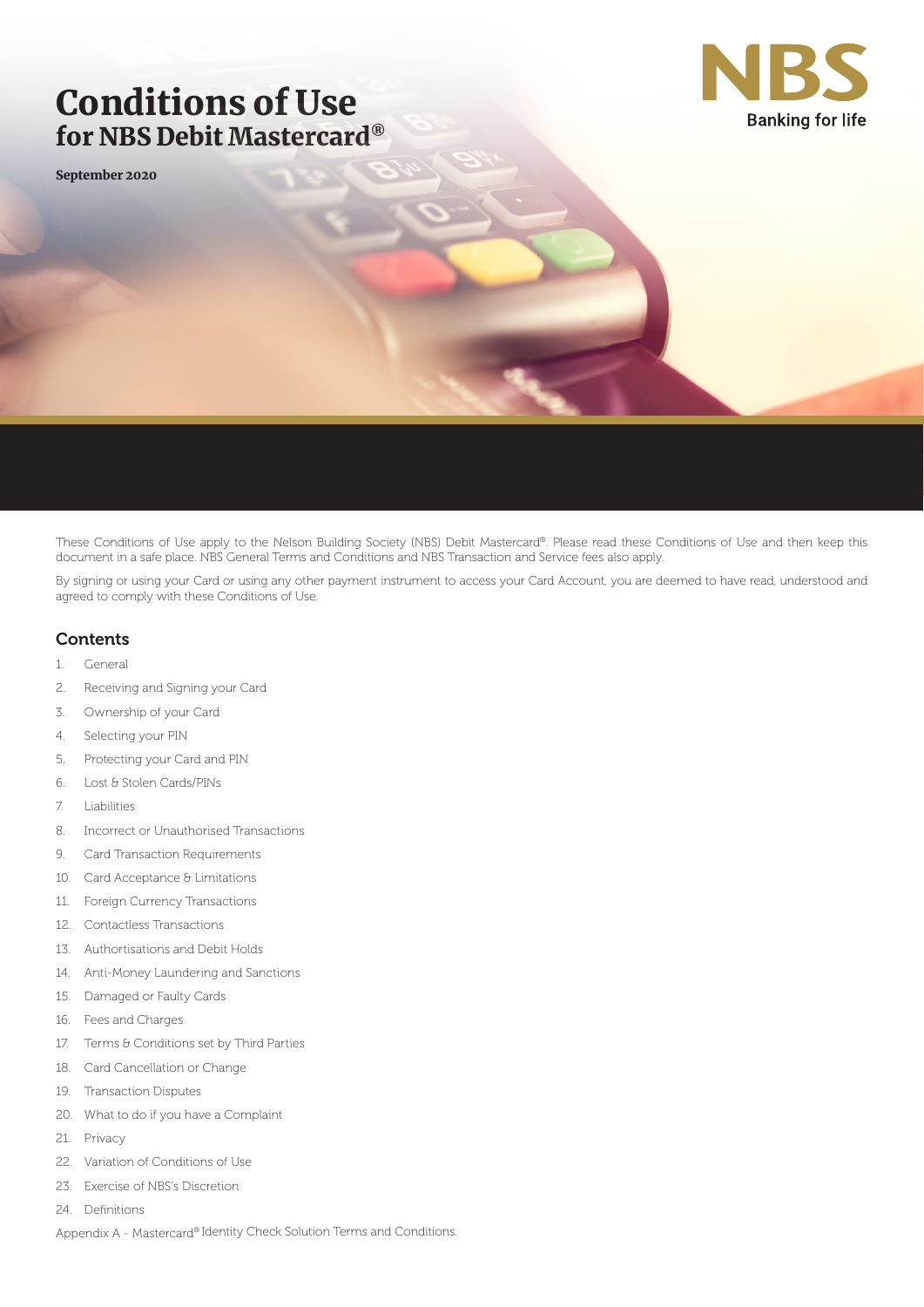# Conditions of Use
## for NBS Debit Mastercard®

NBS
Banking for life

**September 2020**

These Conditions of Use apply to the Nelson Building Society (NBS) Debit Mastercard®. Please read these Conditions of Use and then keep this document in a safe place. NBS General Terms and Conditions and NBS Transaction and Service fees also apply.

By signing or using your Card or using any other payment instrument to access your Card Account, you are deemed to have read, understood and agreed to comply with these Conditions of Use.

## Contents

1. General
2. Receiving and Signing your Card
3. Ownership of your Card
4. Selecting your PIN
5. Protecting your Card and PIN
6. Lost & Stolen Cards/PINs
7. Liabilities
8. Incorrect or Unauthorised Transactions
9. Card Transaction Requirements
10. Card Acceptance & Limitations
11. Foreign Currency Transactions
12. Contactless Transactions
13. Authortisations and Debit Holds
14. Anti-Money Laundering and Sanctions
15. Damaged or Faulty Cards
16. Fees and Charges
17. Terms & Conditions set by Third Parties
18. Card Cancellation or Change
19. Transaction Disputes
20. What to do if you have a Complaint
21. Privacy
22. Variation of Conditions of Use
23. Exercise of NBS's Discretion
24. Definitions

Appendix A - Mastercard® Identity Check Solution Terms and Conditions.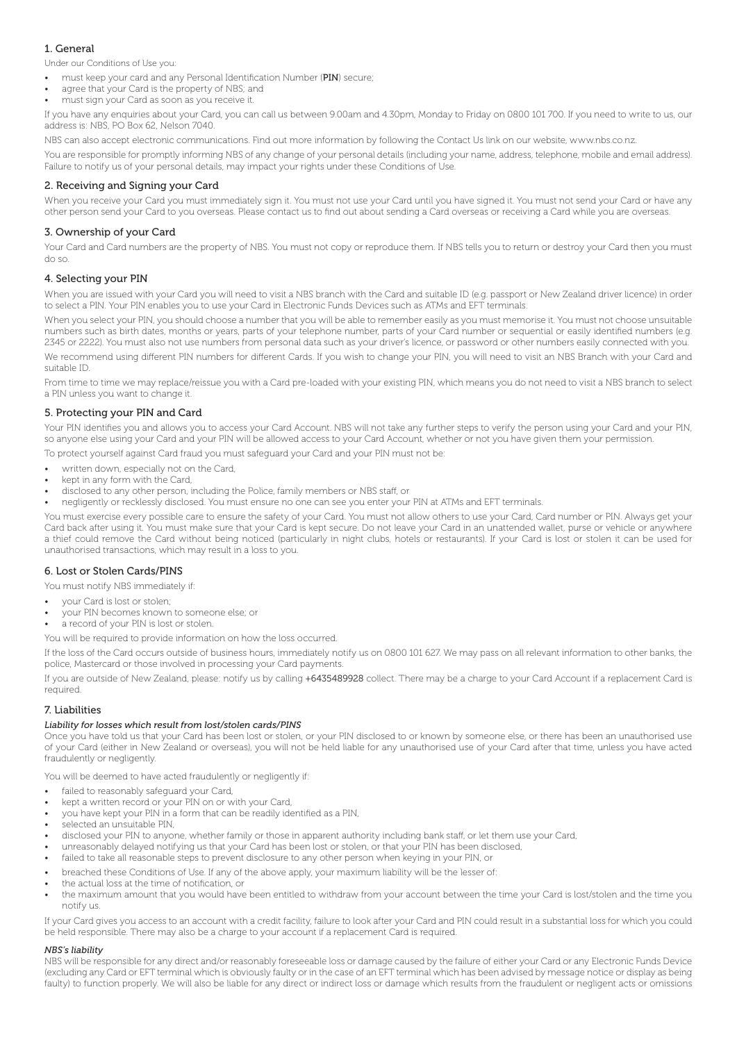## 1. General

Under our Conditions of Use you:

- must keep your card and any Personal Identification Number (**PIN**) secure;
- agree that your Card is the property of NBS; and
- must sign your Card as soon as you receive it.

If you have any enquiries about your Card, you can call us between 9.00am and 4.30pm, Monday to Friday on 0800 101 700. If you need to write to us, our address is: NBS, PO Box 62, Nelson 7040.

NBS can also accept electronic communications. Find out more information by following the Contact Us link on our website, www.nbs.co.nz.

You are responsible for promptly informing NBS of any change of your personal details (including your name, address, telephone, mobile and email address). Failure to notify us of your personal details, may impact your rights under these Conditions of Use.

## 2. Receiving and Signing your Card

When you receive your Card you must immediately sign it. You must not use your Card until you have signed it. You must not send your Card or have any other person send your Card to you overseas. Please contact us to find out about sending a Card overseas or receiving a Card while you are overseas.

## 3. Ownership of your Card

Your Card and Card numbers are the property of NBS. You must not copy or reproduce them. If NBS tells you to return or destroy your Card then you must do so.

## 4. Selecting your PIN

When you are issued with your Card you will need to visit a NBS branch with the Card and suitable ID (e.g. passport or New Zealand driver licence) in order to select a PIN. Your PIN enables you to use your Card in Electronic Funds Devices such as ATMs and EFT terminals.

When you select your PIN, you should choose a number that you will be able to remember easily as you must memorise it. You must not choose unsuitable numbers such as birth dates, months or years, parts of your telephone number, parts of your Card number or sequential or easily identified numbers (e.g. 2345 or 2222). You must also not use numbers from personal data such as your driver's licence, or password or other numbers easily connected with you.

We recommend using different PIN numbers for different Cards. If you wish to change your PIN, you will need to visit an NBS Branch with your Card and suitable ID.

From time to time we may replace/reissue you with a Card pre-loaded with your existing PIN, which means you do not need to visit a NBS branch to select a PIN unless you want to change it.

## 5. Protecting your PIN and Card

Your PIN identifies you and allows you to access your Card Account. NBS will not take any further steps to verify the person using your Card and your PIN, so anyone else using your Card and your PIN will be allowed access to your Card Account, whether or not you have given them your permission.

To protect yourself against Card fraud you must safeguard your Card and your PIN must not be:

- written down, especially not on the Card,
- kept in any form with the Card,
- disclosed to any other person, including the Police, family members or NBS staff, or
- negligently or recklessly disclosed. You must ensure no one can see you enter your PIN at ATMs and EFT terminals.

You must exercise every possible care to ensure the safety of your Card. You must not allow others to use your Card, Card number or PIN. Always get your Card back after using it. You must make sure that your Card is kept secure. Do not leave your Card in an unattended wallet, purse or vehicle or anywhere a thief could remove the Card without being noticed (particularly in night clubs, hotels or restaurants). If your Card is lost or stolen it can be used for unauthorised transactions, which may result in a loss to you.

## 6. Lost or Stolen Cards/PINS

You must notify NBS immediately if:

- your Card is lost or stolen;
- your PIN becomes known to someone else; or
- a record of your PIN is lost or stolen.

You will be required to provide information on how the loss occurred.

If the loss of the Card occurs outside of business hours, immediately notify us on 0800 101 627. We may pass on all relevant information to other banks, the police, Mastercard or those involved in processing your Card payments.

If you are outside of New Zealand, please: notify us by calling **+6435489928** collect. There may be a charge to your Card Account if a replacement Card is required.

## 7. Liabilities

***Liability for losses which result from lost/stolen cards/PINS***

Once you have told us that your Card has been lost or stolen, or your PIN disclosed to or known by someone else, or there has been an unauthorised use of your Card (either in New Zealand or overseas), you will not be held liable for any unauthorised use of your Card after that time, unless you have acted fraudulently or negligently.

You will be deemed to have acted fraudulently or negligently if:

- failed to reasonably safeguard your Card,
- kept a written record or your PIN on or with your Card,
- you have kept your PIN in a form that can be readily identified as a PIN,
- selected an unsuitable PIN,
- disclosed your PIN to anyone, whether family or those in apparent authority including bank staff, or let them use your Card,
- unreasonably delayed notifying us that your Card has been lost or stolen, or that your PIN has been disclosed,
- failed to take all reasonable steps to prevent disclosure to any other person when keying in your PIN, or
- breached these Conditions of Use. If any of the above apply, your maximum liability will be the lesser of:
- the actual loss at the time of notification, or
- the maximum amount that you would have been entitled to withdraw from your account between the time your Card is lost/stolen and the time you notify us.

If your Card gives you access to an account with a credit facility, failure to look after your Card and PIN could result in a substantial loss for which you could be held responsible. There may also be a charge to your account if a replacement Card is required.

***NBS's liability***

NBS will be responsible for any direct and/or reasonably foreseeable loss or damage caused by the failure of either your Card or any Electronic Funds Device (excluding any Card or EFT terminal which is obviously faulty or in the case of an EFT terminal which has been advised by message notice or display as being faulty) to function properly. We will also be liable for any direct or indirect loss or damage which results from the fraudulent or negligent acts or omissions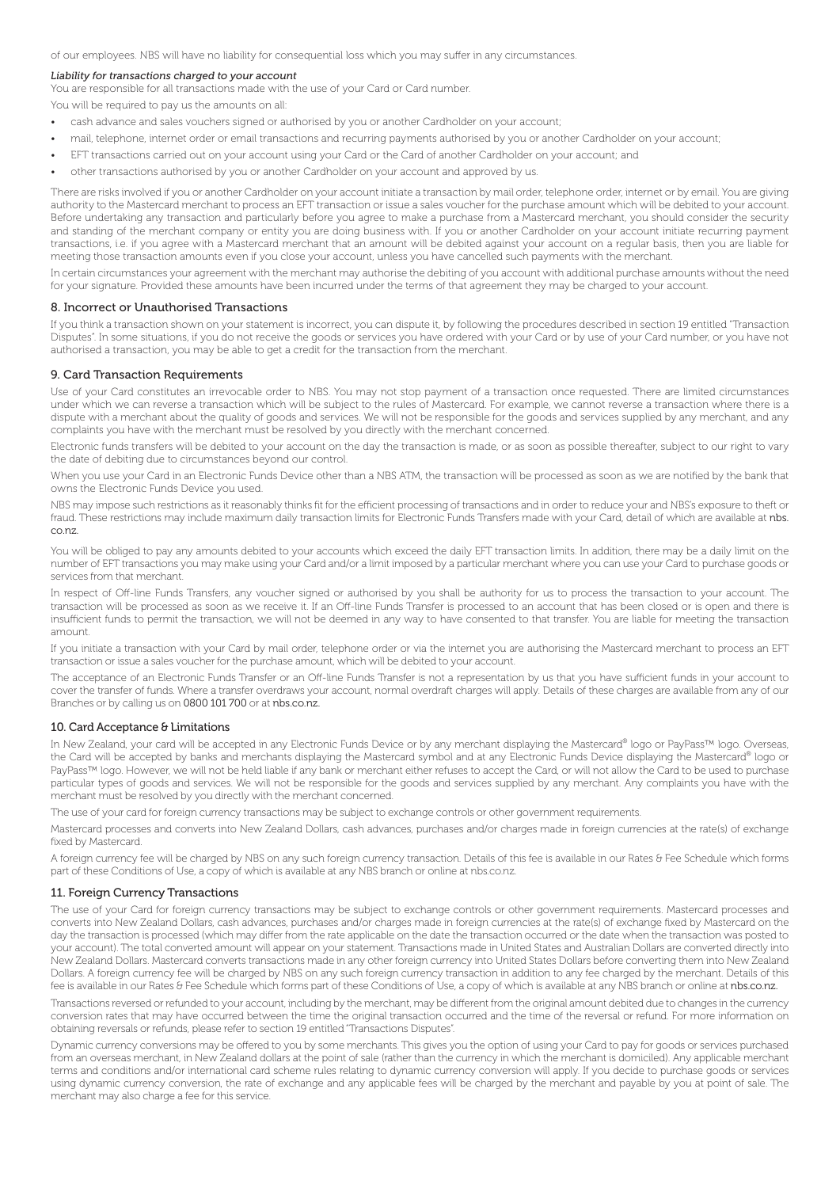of our employees. NBS will have no liability for consequential loss which you may suffer in any circumstances.

*Liability for transactions charged to your account*

You are responsible for all transactions made with the use of your Card or Card number.

You will be required to pay us the amounts on all:

- cash advance and sales vouchers signed or authorised by you or another Cardholder on your account;
- mail, telephone, internet order or email transactions and recurring payments authorised by you or another Cardholder on your account;
- EFT transactions carried out on your account using your Card or the Card of another Cardholder on your account; and
- other transactions authorised by you or another Cardholder on your account and approved by us.

There are risks involved if you or another Cardholder on your account initiate a transaction by mail order, telephone order, internet or by email. You are giving authority to the Mastercard merchant to process an EFT transaction or issue a sales voucher for the purchase amount which will be debited to your account. Before undertaking any transaction and particularly before you agree to make a purchase from a Mastercard merchant, you should consider the security and standing of the merchant company or entity you are doing business with. If you or another Cardholder on your account initiate recurring payment transactions, i.e. if you agree with a Mastercard merchant that an amount will be debited against your account on a regular basis, then you are liable for meeting those transaction amounts even if you close your account, unless you have cancelled such payments with the merchant.

In certain circumstances your agreement with the merchant may authorise the debiting of you account with additional purchase amounts without the need for your signature. Provided these amounts have been incurred under the terms of that agreement they may be charged to your account.

## 8. Incorrect or Unauthorised Transactions

If you think a transaction shown on your statement is incorrect, you can dispute it, by following the procedures described in section 19 entitled "Transaction Disputes". In some situations, if you do not receive the goods or services you have ordered with your Card or by use of your Card number, or you have not authorised a transaction, you may be able to get a credit for the transaction from the merchant.

## 9. Card Transaction Requirements

Use of your Card constitutes an irrevocable order to NBS. You may not stop payment of a transaction once requested. There are limited circumstances under which we can reverse a transaction which will be subject to the rules of Mastercard. For example, we cannot reverse a transaction where there is a dispute with a merchant about the quality of goods and services. We will not be responsible for the goods and services supplied by any merchant, and any complaints you have with the merchant must be resolved by you directly with the merchant concerned.

Electronic funds transfers will be debited to your account on the day the transaction is made, or as soon as possible thereafter, subject to our right to vary the date of debiting due to circumstances beyond our control.

When you use your Card in an Electronic Funds Device other than a NBS ATM, the transaction will be processed as soon as we are notified by the bank that owns the Electronic Funds Device you used.

NBS may impose such restrictions as it reasonably thinks fit for the efficient processing of transactions and in order to reduce your and NBS's exposure to theft or fraud. These restrictions may include maximum daily transaction limits for Electronic Funds Transfers made with your Card, detail of which are available at nbs.co.nz.

You will be obliged to pay any amounts debited to your accounts which exceed the daily EFT transaction limits. In addition, there may be a daily limit on the number of EFT transactions you may make using your Card and/or a limit imposed by a particular merchant where you can use your Card to purchase goods or services from that merchant.

In respect of Off-line Funds Transfers, any voucher signed or authorised by you shall be authority for us to process the transaction to your account. The transaction will be processed as soon as we receive it. If an Off-line Funds Transfer is processed to an account that has been closed or is open and there is insufficient funds to permit the transaction, we will not be deemed in any way to have consented to that transfer. You are liable for meeting the transaction amount.

If you initiate a transaction with your Card by mail order, telephone order or via the internet you are authorising the Mastercard merchant to process an EFT transaction or issue a sales voucher for the purchase amount, which will be debited to your account.

The acceptance of an Electronic Funds Transfer or an Off-line Funds Transfer is not a representation by us that you have sufficient funds in your account to cover the transfer of funds. Where a transfer overdraws your account, normal overdraft charges will apply. Details of these charges are available from any of our Branches or by calling us on 0800 101 700 or at nbs.co.nz.

## 10. Card Acceptance & Limitations

In New Zealand, your card will be accepted in any Electronic Funds Device or by any merchant displaying the Mastercard® logo or PayPass™ logo. Overseas, the Card will be accepted by banks and merchants displaying the Mastercard symbol and at any Electronic Funds Device displaying the Mastercard® logo or PayPass™ logo. However, we will not be held liable if any bank or merchant either refuses to accept the Card, or will not allow the Card to be used to purchase particular types of goods and services. We will not be responsible for the goods and services supplied by any merchant. Any complaints you have with the merchant must be resolved by you directly with the merchant concerned.

The use of your card for foreign currency transactions may be subject to exchange controls or other government requirements.

Mastercard processes and converts into New Zealand Dollars, cash advances, purchases and/or charges made in foreign currencies at the rate(s) of exchange fixed by Mastercard.

A foreign currency fee will be charged by NBS on any such foreign currency transaction. Details of this fee is available in our Rates & Fee Schedule which forms part of these Conditions of Use, a copy of which is available at any NBS branch or online at nbs.co.nz.

## 11. Foreign Currency Transactions

The use of your Card for foreign currency transactions may be subject to exchange controls or other government requirements. Mastercard processes and converts into New Zealand Dollars, cash advances, purchases and/or charges made in foreign currencies at the rate(s) of exchange fixed by Mastercard on the day the transaction is processed (which may differ from the rate applicable on the date the transaction occurred or the date when the transaction was posted to your account). The total converted amount will appear on your statement. Transactions made in United States and Australian Dollars are converted directly into New Zealand Dollars. Mastercard converts transactions made in any other foreign currency into United States Dollars before converting them into New Zealand Dollars. A foreign currency fee will be charged by NBS on any such foreign currency transaction in addition to any fee charged by the merchant. Details of this fee is available in our Rates & Fee Schedule which forms part of these Conditions of Use, a copy of which is available at any NBS branch or online at nbs.co.nz.

Transactions reversed or refunded to your account, including by the merchant, may be different from the original amount debited due to changes in the currency conversion rates that may have occurred between the time the original transaction occurred and the time of the reversal or refund. For more information on obtaining reversals or refunds, please refer to section 19 entitled "Transactions Disputes".

Dynamic currency conversions may be offered to you by some merchants. This gives you the option of using your Card to pay for goods or services purchased from an overseas merchant, in New Zealand dollars at the point of sale (rather than the currency in which the merchant is domiciled). Any applicable merchant terms and conditions and/or international card scheme rules relating to dynamic currency conversion will apply. If you decide to purchase goods or services using dynamic currency conversion, the rate of exchange and any applicable fees will be charged by the merchant and payable by you at point of sale. The merchant may also charge a fee for this service.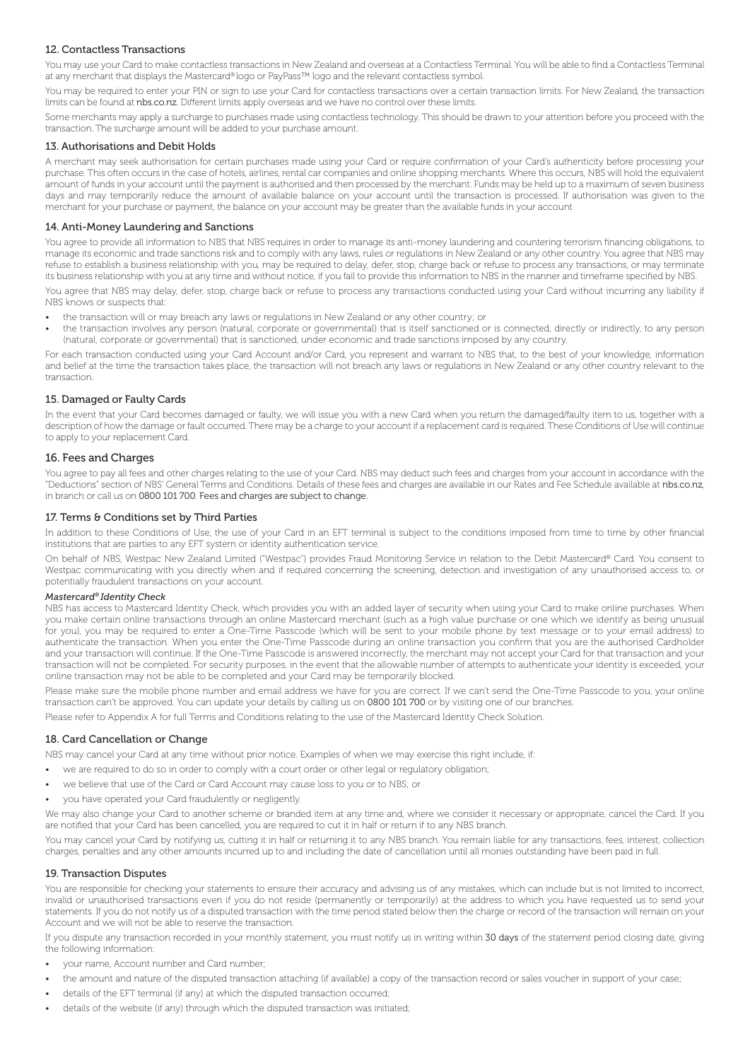## 12. Contactless Transactions

You may use your Card to make contactless transactions in New Zealand and overseas at a Contactless Terminal. You will be able to find a Contactless Terminal at any merchant that displays the Mastercard® logo or PayPass™ logo and the relevant contactless symbol.

You may be required to enter your PIN or sign to use your Card for contactless transactions over a certain transaction limits. For New Zealand, the transaction limits can be found at nbs.co.nz. Different limits apply overseas and we have no control over these limits.

Some merchants may apply a surcharge to purchases made using contactless technology. This should be drawn to your attention before you proceed with the transaction. The surcharge amount will be added to your purchase amount.

## 13. Authorisations and Debit Holds

A merchant may seek authorisation for certain purchases made using your Card or require confirmation of your Card's authenticity before processing your purchase. This often occurs in the case of hotels, airlines, rental car companies and online shopping merchants. Where this occurs, NBS will hold the equivalent amount of funds in your account until the payment is authorised and then processed by the merchant. Funds may be held up to a maximum of seven business days and may temporarily reduce the amount of available balance on your account until the transaction is processed. If authorisation was given to the merchant for your purchase or payment, the balance on your account may be greater than the available funds in your account

## 14. Anti-Money Laundering and Sanctions

You agree to provide all information to NBS that NBS requires in order to manage its anti-money laundering and countering terrorism financing obligations, to manage its economic and trade sanctions risk and to comply with any laws, rules or regulations in New Zealand or any other country. You agree that NBS may refuse to establish a business relationship with you, may be required to delay, defer, stop, charge back or refuse to process any transactions, or may terminate its business relationship with you at any time and without notice, if you fail to provide this information to NBS in the manner and timeframe specified by NBS.

You agree that NBS may delay, defer, stop, charge back or refuse to process any transactions conducted using your Card without incurring any liability if NBS knows or suspects that:

- the transaction will or may breach any laws or regulations in New Zealand or any other country; or
- the transaction involves any person (natural, corporate or governmental) that is itself sanctioned or is connected, directly or indirectly, to any person (natural, corporate or governmental) that is sanctioned, under economic and trade sanctions imposed by any country.

For each transaction conducted using your Card Account and/or Card, you represent and warrant to NBS that, to the best of your knowledge, information and belief at the time the transaction takes place, the transaction will not breach any laws or regulations in New Zealand or any other country relevant to the transaction.

## 15. Damaged or Faulty Cards

In the event that your Card becomes damaged or faulty, we will issue you with a new Card when you return the damaged/faulty item to us, together with a description of how the damage or fault occurred. There may be a charge to your account if a replacement card is required. These Conditions of Use will continue to apply to your replacement Card.

## 16. Fees and Charges

You agree to pay all fees and other charges relating to the use of your Card. NBS may deduct such fees and charges from your account in accordance with the "Deductions" section of NBS' General Terms and Conditions. Details of these fees and charges are available in our Rates and Fee Schedule available at nbs.co.nz, in branch or call us on 0800 101 700. Fees and charges are subject to change.

## 17. Terms & Conditions set by Third Parties

In addition to these Conditions of Use, the use of your Card in an EFT terminal is subject to the conditions imposed from time to time by other financial institutions that are parties to any EFT system or identity authentication service.

On behalf of NBS, Westpac New Zealand Limited ("Westpac") provides Fraud Monitoring Service in relation to the Debit Mastercard® Card. You consent to Westpac communicating with you directly when and if required concerning the screening, detection and investigation of any unauthorised access to, or potentially fraudulent transactions on your account.

***Mastercard® Identity Check***

NBS has access to Mastercard Identity Check, which provides you with an added layer of security when using your Card to make online purchases. When you make certain online transactions through an online Mastercard merchant (such as a high value purchase or one which we identify as being unusual for you), you may be required to enter a One-Time Passcode (which will be sent to your mobile phone by text message or to your email address) to authenticate the transaction. When you enter the One-Time Passcode during an online transaction you confirm that you are the authorised Cardholder and your transaction will continue. If the One-Time Passcode is answered incorrectly, the merchant may not accept your Card for that transaction and your transaction will not be completed. For security purposes, in the event that the allowable number of attempts to authenticate your identity is exceeded, your online transaction may not be able to be completed and your Card may be temporarily blocked.

Please make sure the mobile phone number and email address we have for you are correct. If we can't send the One-Time Passcode to you, your online transaction can't be approved. You can update your details by calling us on 0800 101 700 or by visiting one of our branches.

Please refer to Appendix A for full Terms and Conditions relating to the use of the Mastercard Identity Check Solution.

## 18. Card Cancellation or Change

NBS may cancel your Card at any time without prior notice. Examples of when we may exercise this right include, if:

- we are required to do so in order to comply with a court order or other legal or regulatory obligation;
- we believe that use of the Card or Card Account may cause loss to you or to NBS; or
- you have operated your Card fraudulently or negligently.

We may also change your Card to another scheme or branded item at any time and, where we consider it necessary or appropriate, cancel the Card. If you are notified that your Card has been cancelled, you are required to cut it in half or return it to any NBS branch.

You may cancel your Card by notifying us, cutting it in half or returning it to any NBS branch. You remain liable for any transactions, fees, interest, collection charges, penalties and any other amounts incurred up to and including the date of cancellation until all monies outstanding have been paid in full.

## 19. Transaction Disputes

You are responsible for checking your statements to ensure their accuracy and advising us of any mistakes, which can include but is not limited to incorrect, invalid or unauthorised transactions even if you do not reside (permanently or temporarily) at the address to which you have requested us to send your statements. If you do not notify us of a disputed transaction with the time period stated below then the charge or record of the transaction will remain on your Account and we will not be able to reserve the transaction.

If you dispute any transaction recorded in your monthly statement, you must notify us in writing within 30 days of the statement period closing date, giving the following information:

- your name, Account number and Card number;
- the amount and nature of the disputed transaction attaching (if available) a copy of the transaction record or sales voucher in support of your case;
- details of the EFT terminal (if any) at which the disputed transaction occurred;
- details of the website (if any) through which the disputed transaction was initiated;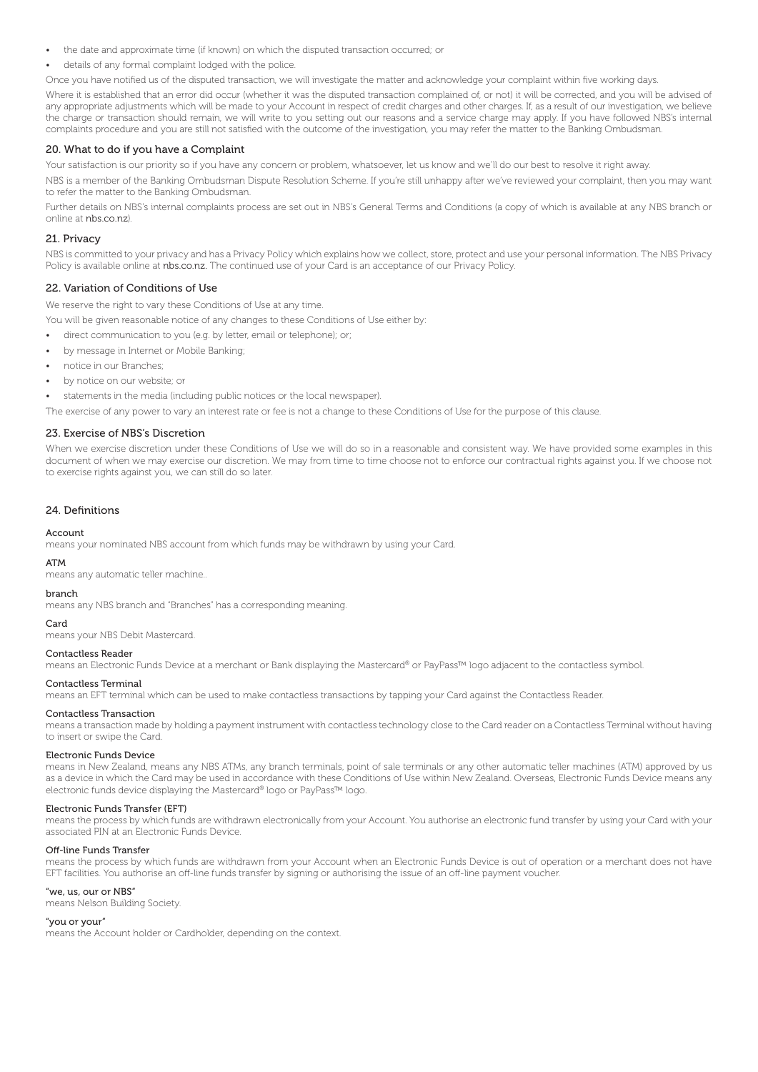- the date and approximate time (if known) on which the disputed transaction occurred; or
- details of any formal complaint lodged with the police.

Once you have notified us of the disputed transaction, we will investigate the matter and acknowledge your complaint within five working days.

Where it is established that an error did occur (whether it was the disputed transaction complained of, or not) it will be corrected, and you will be advised of any appropriate adjustments which will be made to your Account in respect of credit charges and other charges. If, as a result of our investigation, we believe the charge or transaction should remain, we will write to you setting out our reasons and a service charge may apply. If you have followed NBS's internal complaints procedure and you are still not satisfied with the outcome of the investigation, you may refer the matter to the Banking Ombudsman.

## 20. What to do if you have a Complaint

Your satisfaction is our priority so if you have any concern or problem, whatsoever, let us know and we'll do our best to resolve it right away.

NBS is a member of the Banking Ombudsman Dispute Resolution Scheme. If you're still unhappy after we've reviewed your complaint, then you may want to refer the matter to the Banking Ombudsman.

Further details on NBS's internal complaints process are set out in NBS's General Terms and Conditions (a copy of which is available at any NBS branch or online at nbs.co.nz).

## 21. Privacy

NBS is committed to your privacy and has a Privacy Policy which explains how we collect, store, protect and use your personal information. The NBS Privacy Policy is available online at nbs.co.nz. The continued use of your Card is an acceptance of our Privacy Policy.

## 22. Variation of Conditions of Use

We reserve the right to vary these Conditions of Use at any time.

You will be given reasonable notice of any changes to these Conditions of Use either by:

- direct communication to you (e.g. by letter, email or telephone); or;
- by message in Internet or Mobile Banking;
- notice in our Branches;
- by notice on our website; or
- statements in the media (including public notices or the local newspaper).

The exercise of any power to vary an interest rate or fee is not a change to these Conditions of Use for the purpose of this clause.

## 23. Exercise of NBS's Discretion

When we exercise discretion under these Conditions of Use we will do so in a reasonable and consistent way. We have provided some examples in this document of when we may exercise our discretion. We may from time to time choose not to enforce our contractual rights against you. If we choose not to exercise rights against you, we can still do so later.

## 24. Definitions

**Account**
means your nominated NBS account from which funds may be withdrawn by using your Card.

**ATM**
means any automatic teller machine..

**branch**
means any NBS branch and "Branches" has a corresponding meaning.

**Card**
means your NBS Debit Mastercard.

**Contactless Reader**
means an Electronic Funds Device at a merchant or Bank displaying the Mastercard® or PayPass™ logo adjacent to the contactless symbol.

**Contactless Terminal**
means an EFT terminal which can be used to make contactless transactions by tapping your Card against the Contactless Reader.

**Contactless Transaction**
means a transaction made by holding a payment instrument with contactless technology close to the Card reader on a Contactless Terminal without having to insert or swipe the Card.

**Electronic Funds Device**
means in New Zealand, means any NBS ATMs, any branch terminals, point of sale terminals or any other automatic teller machines (ATM) approved by us as a device in which the Card may be used in accordance with these Conditions of Use within New Zealand. Overseas, Electronic Funds Device means any electronic funds device displaying the Mastercard® logo or PayPass™ logo.

**Electronic Funds Transfer (EFT)**
means the process by which funds are withdrawn electronically from your Account. You authorise an electronic fund transfer by using your Card with your associated PIN at an Electronic Funds Device.

**Off-line Funds Transfer**
means the process by which funds are withdrawn from your Account when an Electronic Funds Device is out of operation or a merchant does not have EFT facilities. You authorise an off-line funds transfer by signing or authorising the issue of an off-line payment voucher.

**"we, us, our or NBS"**
means Nelson Building Society.

**"you or your"**
means the Account holder or Cardholder, depending on the context.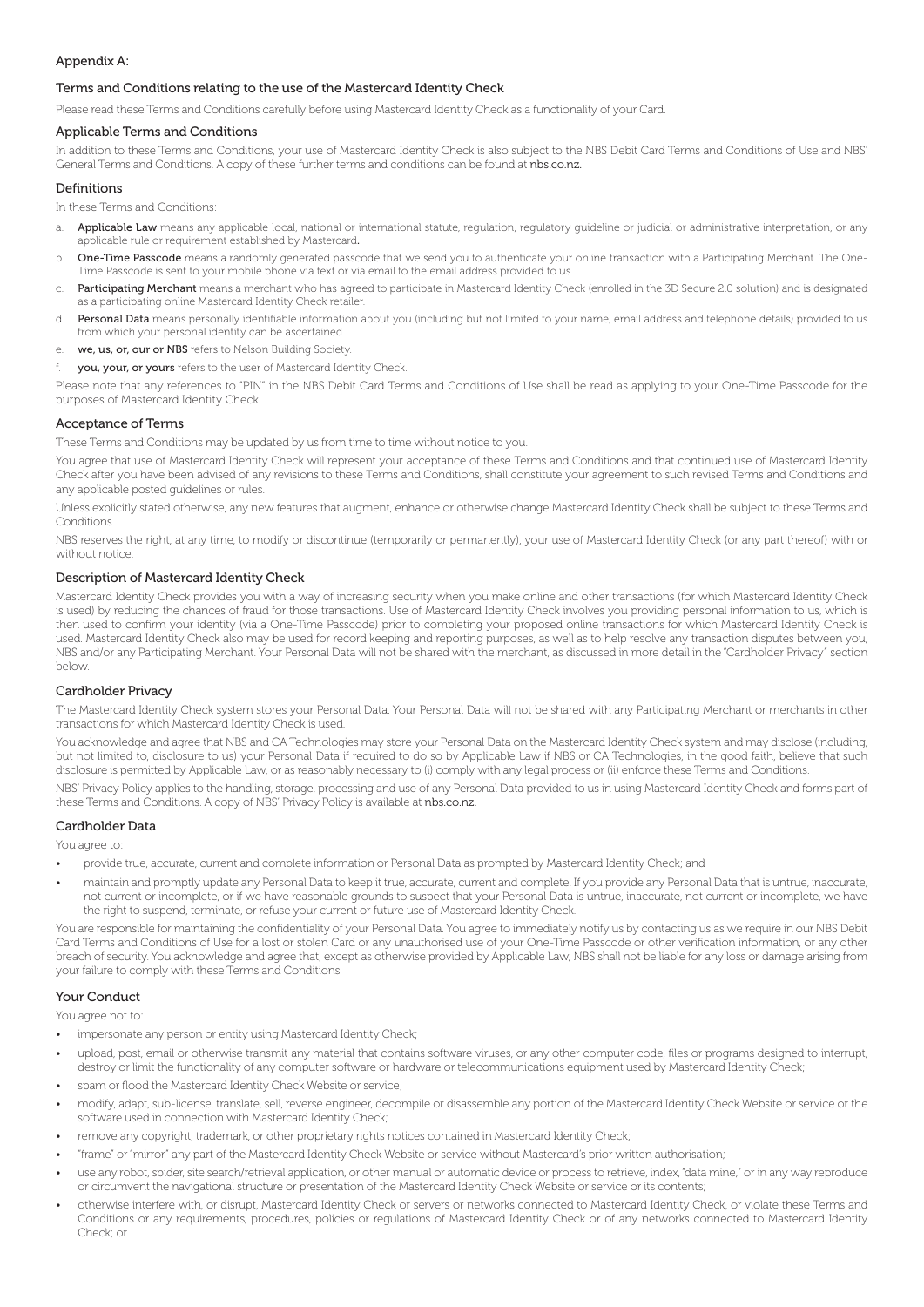## Appendix A:

### Terms and Conditions relating to the use of the Mastercard Identity Check

Please read these Terms and Conditions carefully before using Mastercard Identity Check as a functionality of your Card.

### Applicable Terms and Conditions

In addition to these Terms and Conditions, your use of Mastercard Identity Check is also subject to the NBS Debit Card Terms and Conditions of Use and NBS' General Terms and Conditions. A copy of these further terms and conditions can be found at **nbs.co.nz.**

### Definitions

In these Terms and Conditions:

a. **Applicable Law** means any applicable local, national or international statute, regulation, regulatory guideline or judicial or administrative interpretation, or any applicable rule or requirement established by Mastercard.

b. **One-Time Passcode** means a randomly generated passcode that we send you to authenticate your online transaction with a Participating Merchant. The One-Time Passcode is sent to your mobile phone via text or via email to the email address provided to us.

c. **Participating Merchant** means a merchant who has agreed to participate in Mastercard Identity Check (enrolled in the 3D Secure 2.0 solution) and is designated as a participating online Mastercard Identity Check retailer.

d. **Personal Data** means personally identifiable information about you (including but not limited to your name, email address and telephone details) provided to us from which your personal identity can be ascertained.

e. **we, us, or, our or NBS** refers to Nelson Building Society.

f. **you, your, or yours** refers to the user of Mastercard Identity Check.

Please note that any references to "PIN" in the NBS Debit Card Terms and Conditions of Use shall be read as applying to your One-Time Passcode for the purposes of Mastercard Identity Check.

### Acceptance of Terms

These Terms and Conditions may be updated by us from time to time without notice to you.

You agree that use of Mastercard Identity Check will represent your acceptance of these Terms and Conditions and that continued use of Mastercard Identity Check after you have been advised of any revisions to these Terms and Conditions, shall constitute your agreement to such revised Terms and Conditions and any applicable posted guidelines or rules.

Unless explicitly stated otherwise, any new features that augment, enhance or otherwise change Mastercard Identity Check shall be subject to these Terms and Conditions.

NBS reserves the right, at any time, to modify or discontinue (temporarily or permanently), your use of Mastercard Identity Check (or any part thereof) with or without notice.

### Description of Mastercard Identity Check

Mastercard Identity Check provides you with a way of increasing security when you make online and other transactions (for which Mastercard Identity Check is used) by reducing the chances of fraud for those transactions. Use of Mastercard Identity Check involves you providing personal information to us, which is then used to confirm your identity (via a One-Time Passcode) prior to completing your proposed online transactions for which Mastercard Identity Check is used. Mastercard Identity Check also may be used for record keeping and reporting purposes, as well as to help resolve any transaction disputes between you, NBS and/or any Participating Merchant. Your Personal Data will not be shared with the merchant, as discussed in more detail in the "Cardholder Privacy" section below.

### Cardholder Privacy

The Mastercard Identity Check system stores your Personal Data. Your Personal Data will not be shared with any Participating Merchant or merchants in other transactions for which Mastercard Identity Check is used.

You acknowledge and agree that NBS and CA Technologies may store your Personal Data on the Mastercard Identity Check system and may disclose (including, but not limited to, disclosure to us) your Personal Data if required to do so by Applicable Law if NBS or CA Technologies, in the good faith, believe that such disclosure is permitted by Applicable Law, or as reasonably necessary to (i) comply with any legal process or (ii) enforce these Terms and Conditions.

NBS' Privacy Policy applies to the handling, storage, processing and use of any Personal Data provided to us in using Mastercard Identity Check and forms part of these Terms and Conditions. A copy of NBS' Privacy Policy is available at **nbs.co.nz.**

### Cardholder Data

You agree to:

- provide true, accurate, current and complete information or Personal Data as prompted by Mastercard Identity Check; and
- maintain and promptly update any Personal Data to keep it true, accurate, current and complete. If you provide any Personal Data that is untrue, inaccurate, not current or incomplete, or if we have reasonable grounds to suspect that your Personal Data is untrue, inaccurate, not current or incomplete, we have the right to suspend, terminate, or refuse your current or future use of Mastercard Identity Check.

You are responsible for maintaining the confidentiality of your Personal Data. You agree to immediately notify us by contacting us as we require in our NBS Debit Card Terms and Conditions of Use for a lost or stolen Card or any unauthorised use of your One-Time Passcode or other verification information, or any other breach of security. You acknowledge and agree that, except as otherwise provided by Applicable Law, NBS shall not be liable for any loss or damage arising from your failure to comply with these Terms and Conditions.

### Your Conduct

You agree not to:

- impersonate any person or entity using Mastercard Identity Check;
- upload, post, email or otherwise transmit any material that contains software viruses, or any other computer code, files or programs designed to interrupt, destroy or limit the functionality of any computer software or hardware or telecommunications equipment used by Mastercard Identity Check;
- spam or flood the Mastercard Identity Check Website or service;
- modify, adapt, sub-license, translate, sell, reverse engineer, decompile or disassemble any portion of the Mastercard Identity Check Website or service or the software used in connection with Mastercard Identity Check;
- remove any copyright, trademark, or other proprietary rights notices contained in Mastercard Identity Check;
- "frame" or "mirror" any part of the Mastercard Identity Check Website or service without Mastercard's prior written authorisation;
- use any robot, spider, site search/retrieval application, or other manual or automatic device or process to retrieve, index, "data mine," or in any way reproduce or circumvent the navigational structure or presentation of the Mastercard Identity Check Website or service or its contents;
- otherwise interfere with, or disrupt, Mastercard Identity Check or servers or networks connected to Mastercard Identity Check, or violate these Terms and Conditions or any requirements, procedures, policies or regulations of Mastercard Identity Check or of any networks connected to Mastercard Identity Check; or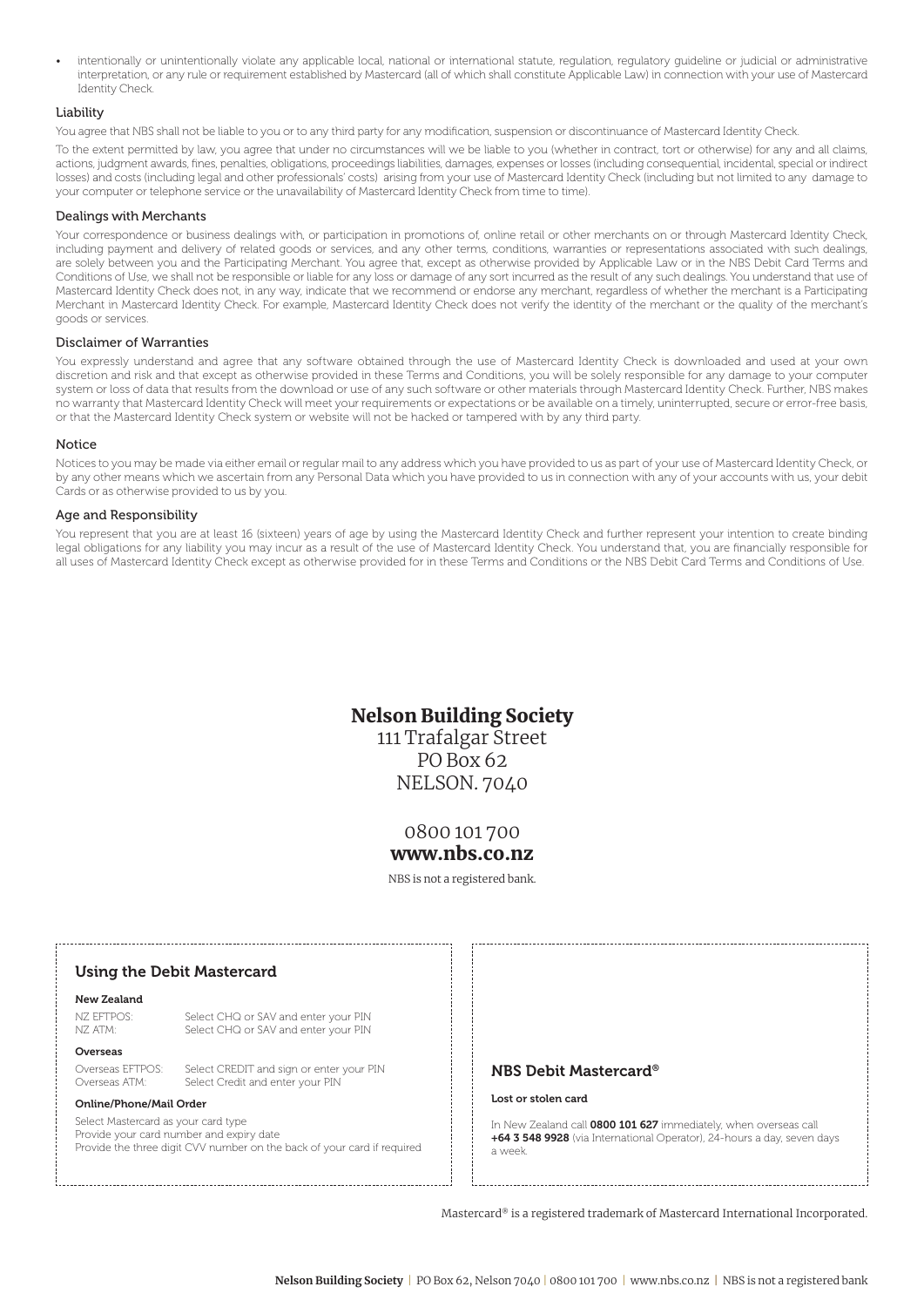- intentionally or unintentionally violate any applicable local, national or international statute, regulation, regulatory guideline or judicial or administrative interpretation, or any rule or requirement established by Mastercard (all of which shall constitute Applicable Law) in connection with your use of Mastercard Identity Check.

### Liability

You agree that NBS shall not be liable to you or to any third party for any modification, suspension or discontinuance of Mastercard Identity Check.

To the extent permitted by law, you agree that under no circumstances will we be liable to you (whether in contract, tort or otherwise) for any and all claims, actions, judgment awards, fines, penalties, obligations, proceedings liabilities, damages, expenses or losses (including consequential, incidental, special or indirect losses) and costs (including legal and other professionals' costs) arising from your use of Mastercard Identity Check (including but not limited to any damage to your computer or telephone service or the unavailability of Mastercard Identity Check from time to time).

### Dealings with Merchants

Your correspondence or business dealings with, or participation in promotions of, online retail or other merchants on or through Mastercard Identity Check, including payment and delivery of related goods or services, and any other terms, conditions, warranties or representations associated with such dealings, are solely between you and the Participating Merchant. You agree that, except as otherwise provided by Applicable Law or in the NBS Debit Card Terms and Conditions of Use, we shall not be responsible or liable for any loss or damage of any sort incurred as the result of any such dealings. You understand that use of Mastercard Identity Check does not, in any way, indicate that we recommend or endorse any merchant, regardless of whether the merchant is a Participating Merchant in Mastercard Identity Check. For example, Mastercard Identity Check does not verify the identity of the merchant or the quality of the merchant's goods or services.

### Disclaimer of Warranties

You expressly understand and agree that any software obtained through the use of Mastercard Identity Check is downloaded and used at your own discretion and risk and that except as otherwise provided in these Terms and Conditions, you will be solely responsible for any damage to your computer system or loss of data that results from the download or use of any such software or other materials through Mastercard Identity Check. Further, NBS makes no warranty that Mastercard Identity Check will meet your requirements or expectations or be available on a timely, uninterrupted, secure or error-free basis, or that the Mastercard Identity Check system or website will not be hacked or tampered with by any third party.

### Notice

Notices to you may be made via either email or regular mail to any address which you have provided to us as part of your use of Mastercard Identity Check, or by any other means which we ascertain from any Personal Data which you have provided to us in connection with any of your accounts with us, your debit Cards or as otherwise provided to us by you.

### Age and Responsibility

You represent that you are at least 16 (sixteen) years of age by using the Mastercard Identity Check and further represent your intention to create binding legal obligations for any liability you may incur as a result of the use of Mastercard Identity Check. You understand that, you are financially responsible for all uses of Mastercard Identity Check except as otherwise provided for in these Terms and Conditions or the NBS Debit Card Terms and Conditions of Use.

**Nelson Building Society**
111 Trafalgar Street
PO Box 62
NELSON. 7040

0800 101 700
**www.nbs.co.nz**

NBS is not a registered bank.

### Using the Debit Mastercard

**New Zealand**

| | |
|---|---|
| NZ EFTPOS: | Select CHQ or SAV and enter your PIN |
| NZ ATM: | Select CHQ or SAV and enter your PIN |

**Overseas**

| | |
|---|---|
| Overseas EFTPOS: | Select CREDIT and sign or enter your PIN |
| Overseas ATM: | Select Credit and enter your PIN |

**Online/Phone/Mail Order**

Select Mastercard as your card type
Provide your card number and expiry date
Provide the three digit CVV number on the back of your card if required

### NBS Debit Mastercard®

**Lost or stolen card**

In New Zealand call **0800 101 627** immediately, when overseas call **+64 3 548 9928** (via International Operator), 24-hours a day, seven days a week.

Mastercard® is a registered trademark of Mastercard International Incorporated.